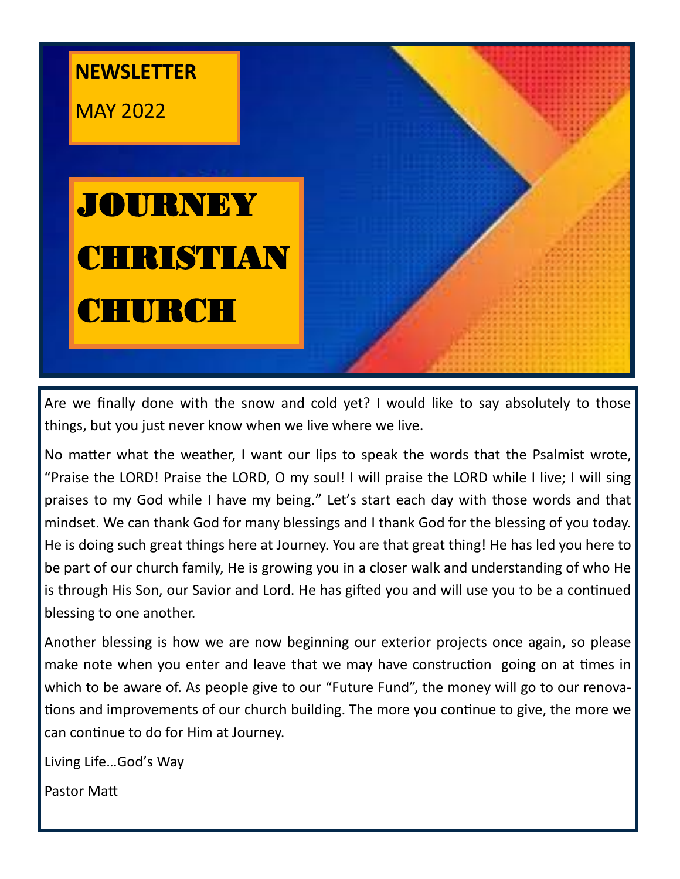**NEWSLETTER**

MAY 2022

# JOURNEY CHRISTIAN CHURCH

Are we finally done with the snow and cold yet? I would like to say absolutely to those things, but you just never know when we live where we live.

No matter what the weather, I want our lips to speak the words that the Psalmist wrote, "Praise the LORD! Praise the LORD, O my soul! I will praise the LORD while I live; I will sing praises to my God while I have my being." Let's start each day with those words and that mindset. We can thank God for many blessings and I thank God for the blessing of you today. He is doing such great things here at Journey. You are that great thing! He has led you here to be part of our church family, He is growing you in a closer walk and understanding of who He is through His Son, our Savior and Lord. He has gifted you and will use you to be a continued blessing to one another.

Another blessing is how we are now beginning our exterior projects once again, so please make note when you enter and leave that we may have construction going on at times in which to be aware of. As people give to our "Future Fund", the money will go to our renovations and improvements of our church building. The more you continue to give, the more we can continue to do for Him at Journey.

Living Life…God's Way

Pastor Matt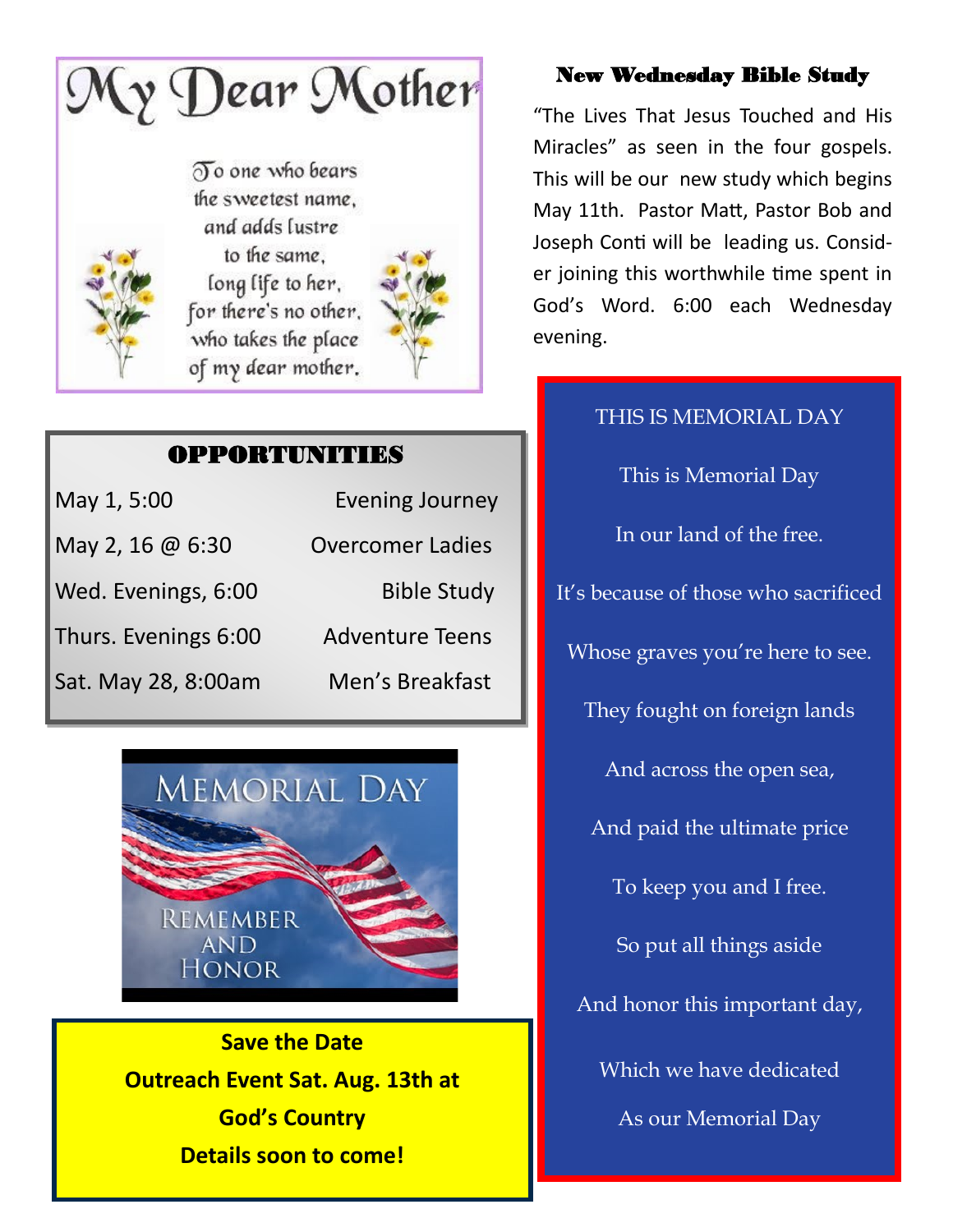# My Dear Mother

To one who bears
the sweetest name,
and adds lustre
to the same,
long life to her,
for there's no other,
who takes the place
of my dear mother.

## OPPORTUNITIES

| | |
|---|---|
| May 1, 5:00 | Evening Journey |
| May 2, 16 @ 6:30 | Overcomer Ladies |
| Wed. Evenings, 6:00 | Bible Study |
| Thurs. Evenings 6:00 | Adventure Teens |
| Sat. May 28, 8:00am | Men's Breakfast |

MEMORIAL DAY

REMEMBER AND HONOR

**Save the Date**
**Outreach Event Sat. Aug. 13th at God's Country**
**Details soon to come!**

## New Wednesday Bible Study

"The Lives That Jesus Touched and His Miracles" as seen in the four gospels. This will be our new study which begins May 11th. Pastor Matt, Pastor Bob and Joseph Conti will be leading us. Consider joining this worthwhile time spent in God's Word. 6:00 each Wednesday evening.

### THIS IS MEMORIAL DAY

This is Memorial Day

In our land of the free.

It's because of those who sacrificed

Whose graves you're here to see.

They fought on foreign lands

And across the open sea,

And paid the ultimate price

To keep you and I free.

So put all things aside

And honor this important day,

Which we have dedicated

As our Memorial Day